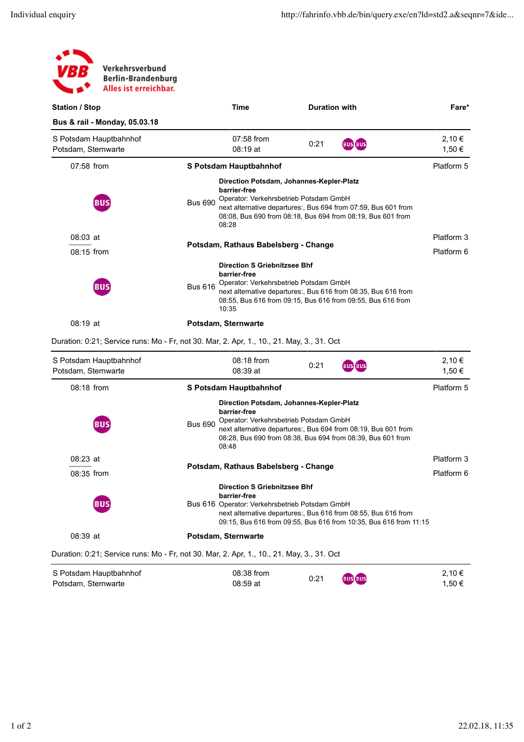**VBB** Verkehrsverbund Berlin-Brandenburg
Alles ist erreichbar.

| Station / Stop | Time | Duration with | Fare* |
|---|---|---|---|
| **Bus & rail - Monday, 05.03.18** | | | |
| S Potsdam Hauptbahnhof<br>Potsdam, Sternwarte | 07:58 from<br>08:19 at | 0:21 BUS BUS | 2,10 €<br>1,50 € |

| | | |
|---|---|---|
| 07:58 from | **S Potsdam Hauptbahnhof** | Platform 5 |
| BUS | Bus 690 **Direction Potsdam, Johannes-Kepler-Platz**<br>**barrier-free**<br>Operator: Verkehrsbetrieb Potsdam GmbH<br>next alternative departures:, Bus 694 from 07:59, Bus 601 from 08:08, Bus 690 from 08:18, Bus 694 from 08:19, Bus 601 from 08:28 | |
| 08:03 at<br>08:15 from | **Potsdam, Rathaus Babelsberg - Change** | Platform 3<br>Platform 6 |
| BUS | Bus 616 **Direction S Griebnitzsee Bhf**<br>**barrier-free**<br>Operator: Verkehrsbetrieb Potsdam GmbH<br>next alternative departures:, Bus 616 from 08:35, Bus 616 from 08:55, Bus 616 from 09:15, Bus 616 from 09:55, Bus 616 from 10:35 | |
| 08:19 at | **Potsdam, Sternwarte** | |

Duration: 0:21; Service runs: Mo - Fr, not 30. Mar, 2. Apr, 1., 10., 21. May, 3., 31. Oct

| Station / Stop | Time | Duration with | Fare* |
|---|---|---|---|
| S Potsdam Hauptbahnhof<br>Potsdam, Sternwarte | 08:18 from<br>08:39 at | 0:21 BUS BUS | 2,10 €<br>1,50 € |

| | | |
|---|---|---|
| 08:18 from | **S Potsdam Hauptbahnhof** | Platform 5 |
| BUS | Bus 690 **Direction Potsdam, Johannes-Kepler-Platz**<br>**barrier-free**<br>Operator: Verkehrsbetrieb Potsdam GmbH<br>next alternative departures:, Bus 694 from 08:19, Bus 601 from 08:28, Bus 690 from 08:38, Bus 694 from 08:39, Bus 601 from 08:48 | |
| 08:23 at<br>08:35 from | **Potsdam, Rathaus Babelsberg - Change** | Platform 3<br>Platform 6 |
| BUS | Bus 616 **Direction S Griebnitzsee Bhf**<br>**barrier-free**<br>Operator: Verkehrsbetrieb Potsdam GmbH<br>next alternative departures:, Bus 616 from 08:55, Bus 616 from 09:15, Bus 616 from 09:55, Bus 616 from 10:35, Bus 616 from 11:15 | |
| 08:39 at | **Potsdam, Sternwarte** | |

Duration: 0:21; Service runs: Mo - Fr, not 30. Mar, 2. Apr, 1., 10., 21. May, 3., 31. Oct

| Station / Stop | Time | Duration with | Fare* |
|---|---|---|---|
| S Potsdam Hauptbahnhof<br>Potsdam, Sternwarte | 08:38 from<br>08:59 at | 0:21 BUS BUS | 2,10 €<br>1,50 € |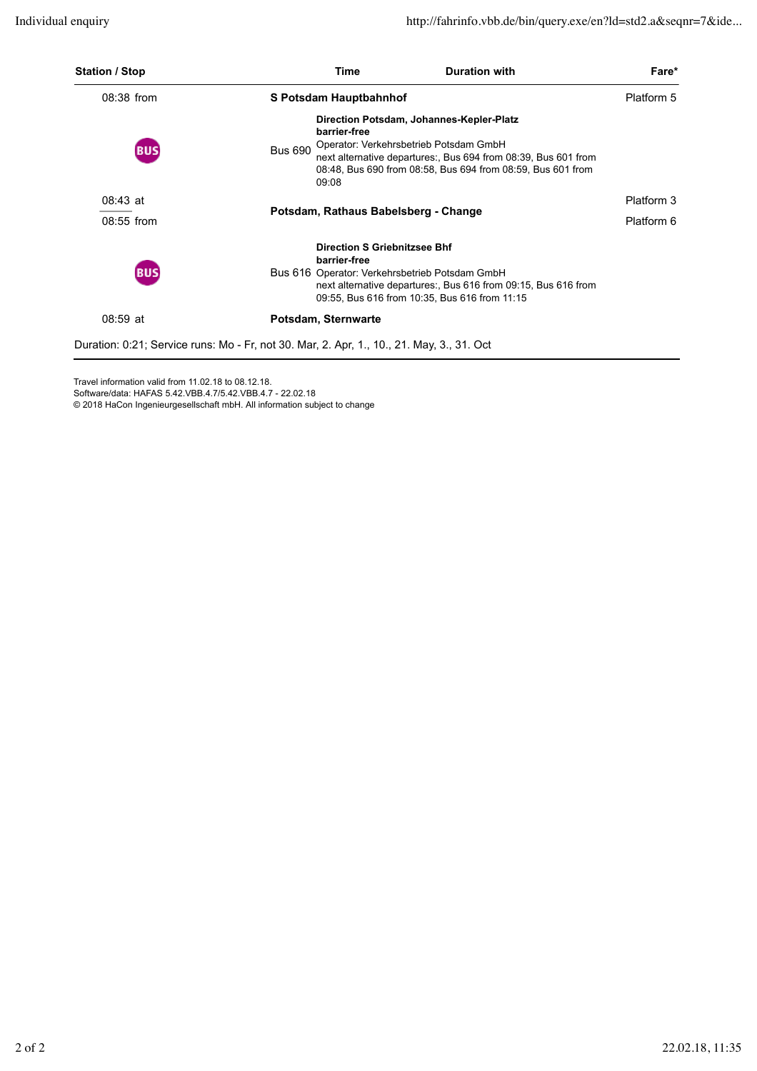| Station / Stop | Time | Duration with | Fare* |
|---|---|---|---|
| 08:38 from | **S Potsdam Hauptbahnhof** | | Platform 5 |
| BUS | Bus 690 | **Direction Potsdam, Johannes-Kepler-Platz** **barrier-free** Operator: Verkehrsbetrieb Potsdam GmbH next alternative departures:, Bus 694 from 08:39, Bus 601 from 08:48, Bus 690 from 08:58, Bus 694 from 08:59, Bus 601 from 09:08 | |
| 08:43 at | **Potsdam, Rathaus Babelsberg - Change** | | Platform 3 |
| 08:55 from | | | Platform 6 |
| BUS | Bus 616 | **Direction S Griebnitzsee Bhf** **barrier-free** Operator: Verkehrsbetrieb Potsdam GmbH next alternative departures:, Bus 616 from 09:15, Bus 616 from 09:55, Bus 616 from 10:35, Bus 616 from 11:15 | |
| 08:59 at | **Potsdam, Sternwarte** | | |

Duration: 0:21; Service runs: Mo - Fr, not 30. Mar, 2. Apr, 1., 10., 21. May, 3., 31. Oct

Travel information valid from 11.02.18 to 08.12.18.
Software/data: HAFAS 5.42.VBB.4.7/5.42.VBB.4.7 - 22.02.18
© 2018 HaCon Ingenieurgesellschaft mbH. All information subject to change